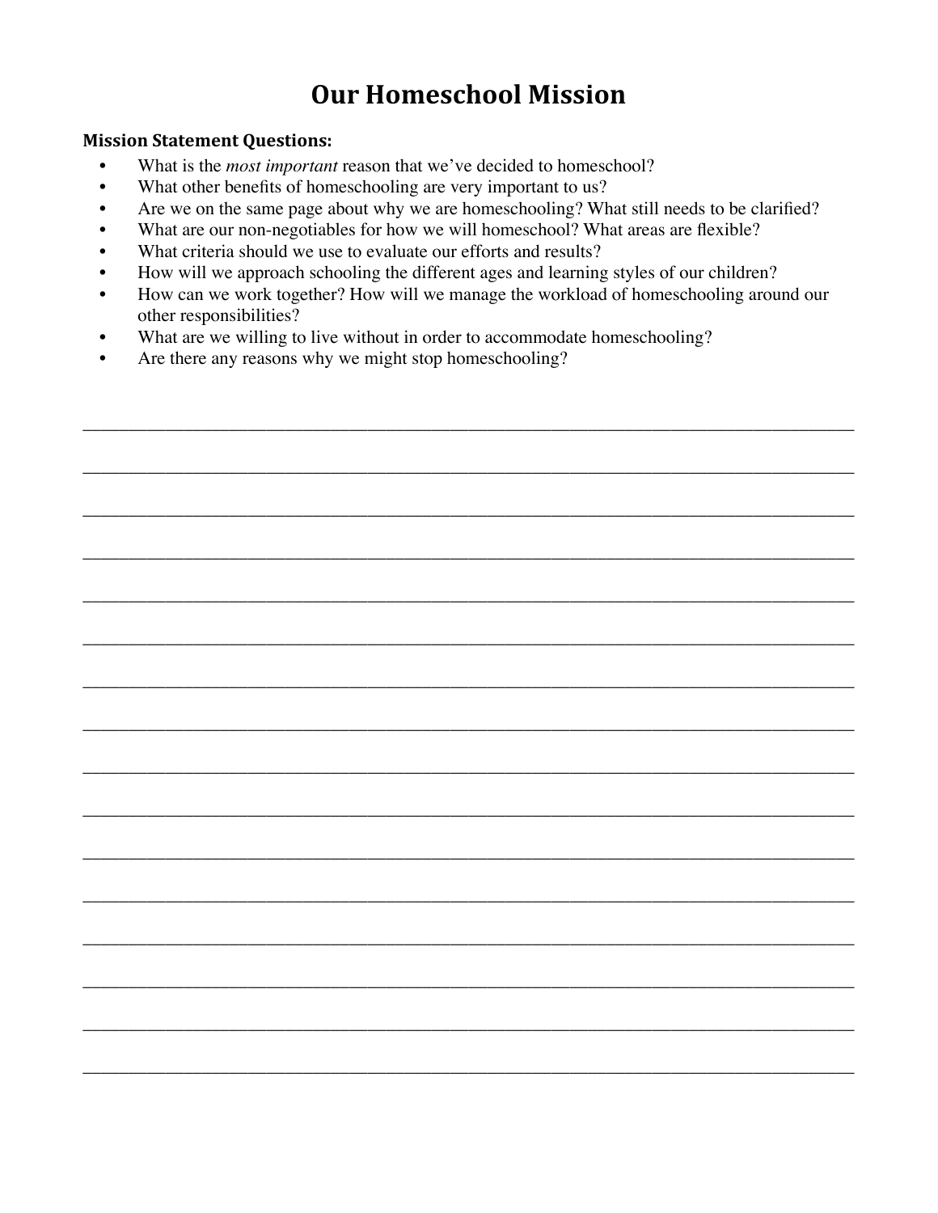# Our Homeschool Mission

**Mission Statement Questions:**

- What is the *most important* reason that we've decided to homeschool?
- What other benefits of homeschooling are very important to us?
- Are we on the same page about why we are homeschooling? What still needs to be clarified?
- What are our non-negotiables for how we will homeschool? What areas are flexible?
- What criteria should we use to evaluate our efforts and results?
- How will we approach schooling the different ages and learning styles of our children?
- How can we work together? How will we manage the workload of homeschooling around our other responsibilities?
- What are we willing to live without in order to accommodate homeschooling?
- Are there any reasons why we might stop homeschooling?

\_\_\_\_\_\_\_\_\_\_\_\_\_\_\_\_\_\_\_\_\_\_\_\_\_\_\_\_\_\_\_\_\_\_\_\_\_\_\_\_\_\_\_\_\_\_\_\_\_\_\_\_\_\_\_\_\_\_\_\_\_\_\_\_\_\_\_\_\_\_\_\_\_\_\_\_

\_\_\_\_\_\_\_\_\_\_\_\_\_\_\_\_\_\_\_\_\_\_\_\_\_\_\_\_\_\_\_\_\_\_\_\_\_\_\_\_\_\_\_\_\_\_\_\_\_\_\_\_\_\_\_\_\_\_\_\_\_\_\_\_\_\_\_\_\_\_\_\_\_\_\_\_

\_\_\_\_\_\_\_\_\_\_\_\_\_\_\_\_\_\_\_\_\_\_\_\_\_\_\_\_\_\_\_\_\_\_\_\_\_\_\_\_\_\_\_\_\_\_\_\_\_\_\_\_\_\_\_\_\_\_\_\_\_\_\_\_\_\_\_\_\_\_\_\_\_\_\_\_

\_\_\_\_\_\_\_\_\_\_\_\_\_\_\_\_\_\_\_\_\_\_\_\_\_\_\_\_\_\_\_\_\_\_\_\_\_\_\_\_\_\_\_\_\_\_\_\_\_\_\_\_\_\_\_\_\_\_\_\_\_\_\_\_\_\_\_\_\_\_\_\_\_\_\_\_

\_\_\_\_\_\_\_\_\_\_\_\_\_\_\_\_\_\_\_\_\_\_\_\_\_\_\_\_\_\_\_\_\_\_\_\_\_\_\_\_\_\_\_\_\_\_\_\_\_\_\_\_\_\_\_\_\_\_\_\_\_\_\_\_\_\_\_\_\_\_\_\_\_\_\_\_

\_\_\_\_\_\_\_\_\_\_\_\_\_\_\_\_\_\_\_\_\_\_\_\_\_\_\_\_\_\_\_\_\_\_\_\_\_\_\_\_\_\_\_\_\_\_\_\_\_\_\_\_\_\_\_\_\_\_\_\_\_\_\_\_\_\_\_\_\_\_\_\_\_\_\_\_

\_\_\_\_\_\_\_\_\_\_\_\_\_\_\_\_\_\_\_\_\_\_\_\_\_\_\_\_\_\_\_\_\_\_\_\_\_\_\_\_\_\_\_\_\_\_\_\_\_\_\_\_\_\_\_\_\_\_\_\_\_\_\_\_\_\_\_\_\_\_\_\_\_\_\_\_

\_\_\_\_\_\_\_\_\_\_\_\_\_\_\_\_\_\_\_\_\_\_\_\_\_\_\_\_\_\_\_\_\_\_\_\_\_\_\_\_\_\_\_\_\_\_\_\_\_\_\_\_\_\_\_\_\_\_\_\_\_\_\_\_\_\_\_\_\_\_\_\_\_\_\_\_

\_\_\_\_\_\_\_\_\_\_\_\_\_\_\_\_\_\_\_\_\_\_\_\_\_\_\_\_\_\_\_\_\_\_\_\_\_\_\_\_\_\_\_\_\_\_\_\_\_\_\_\_\_\_\_\_\_\_\_\_\_\_\_\_\_\_\_\_\_\_\_\_\_\_\_\_

\_\_\_\_\_\_\_\_\_\_\_\_\_\_\_\_\_\_\_\_\_\_\_\_\_\_\_\_\_\_\_\_\_\_\_\_\_\_\_\_\_\_\_\_\_\_\_\_\_\_\_\_\_\_\_\_\_\_\_\_\_\_\_\_\_\_\_\_\_\_\_\_\_\_\_\_

\_\_\_\_\_\_\_\_\_\_\_\_\_\_\_\_\_\_\_\_\_\_\_\_\_\_\_\_\_\_\_\_\_\_\_\_\_\_\_\_\_\_\_\_\_\_\_\_\_\_\_\_\_\_\_\_\_\_\_\_\_\_\_\_\_\_\_\_\_\_\_\_\_\_\_\_

\_\_\_\_\_\_\_\_\_\_\_\_\_\_\_\_\_\_\_\_\_\_\_\_\_\_\_\_\_\_\_\_\_\_\_\_\_\_\_\_\_\_\_\_\_\_\_\_\_\_\_\_\_\_\_\_\_\_\_\_\_\_\_\_\_\_\_\_\_\_\_\_\_\_\_\_

\_\_\_\_\_\_\_\_\_\_\_\_\_\_\_\_\_\_\_\_\_\_\_\_\_\_\_\_\_\_\_\_\_\_\_\_\_\_\_\_\_\_\_\_\_\_\_\_\_\_\_\_\_\_\_\_\_\_\_\_\_\_\_\_\_\_\_\_\_\_\_\_\_\_\_\_

\_\_\_\_\_\_\_\_\_\_\_\_\_\_\_\_\_\_\_\_\_\_\_\_\_\_\_\_\_\_\_\_\_\_\_\_\_\_\_\_\_\_\_\_\_\_\_\_\_\_\_\_\_\_\_\_\_\_\_\_\_\_\_\_\_\_\_\_\_\_\_\_\_\_\_\_

\_\_\_\_\_\_\_\_\_\_\_\_\_\_\_\_\_\_\_\_\_\_\_\_\_\_\_\_\_\_\_\_\_\_\_\_\_\_\_\_\_\_\_\_\_\_\_\_\_\_\_\_\_\_\_\_\_\_\_\_\_\_\_\_\_\_\_\_\_\_\_\_\_\_\_\_

\_\_\_\_\_\_\_\_\_\_\_\_\_\_\_\_\_\_\_\_\_\_\_\_\_\_\_\_\_\_\_\_\_\_\_\_\_\_\_\_\_\_\_\_\_\_\_\_\_\_\_\_\_\_\_\_\_\_\_\_\_\_\_\_\_\_\_\_\_\_\_\_\_\_\_\_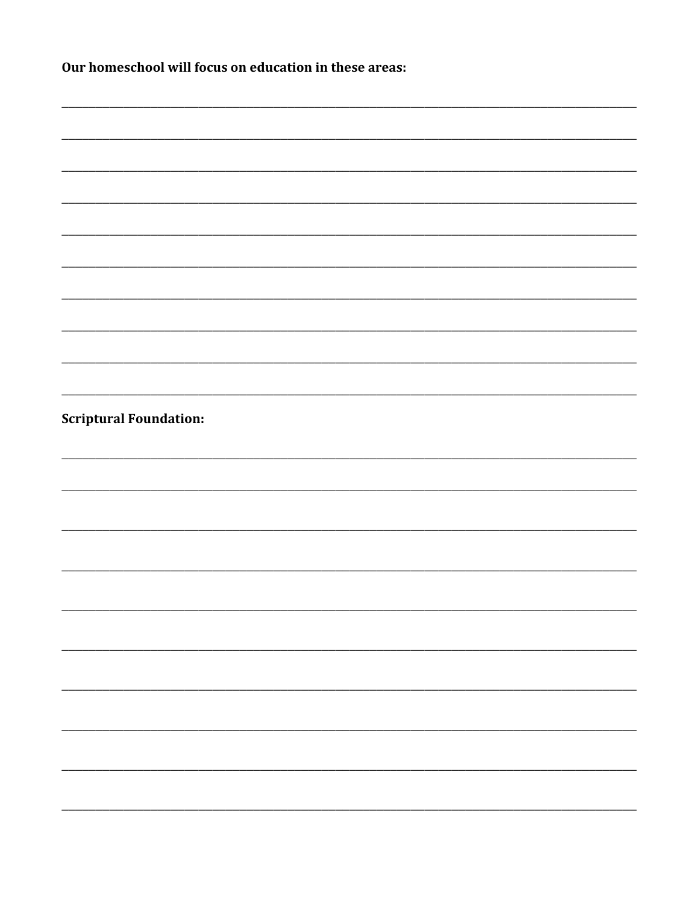**Our homeschool will focus on education in these areas:**

______________________________________________________________________________

______________________________________________________________________________

______________________________________________________________________________

______________________________________________________________________________

______________________________________________________________________________

______________________________________________________________________________

______________________________________________________________________________

______________________________________________________________________________

______________________________________________________________________________

______________________________________________________________________________

**Scriptural Foundation:**

______________________________________________________________________________

______________________________________________________________________________

______________________________________________________________________________

______________________________________________________________________________

______________________________________________________________________________

______________________________________________________________________________

______________________________________________________________________________

______________________________________________________________________________

______________________________________________________________________________

______________________________________________________________________________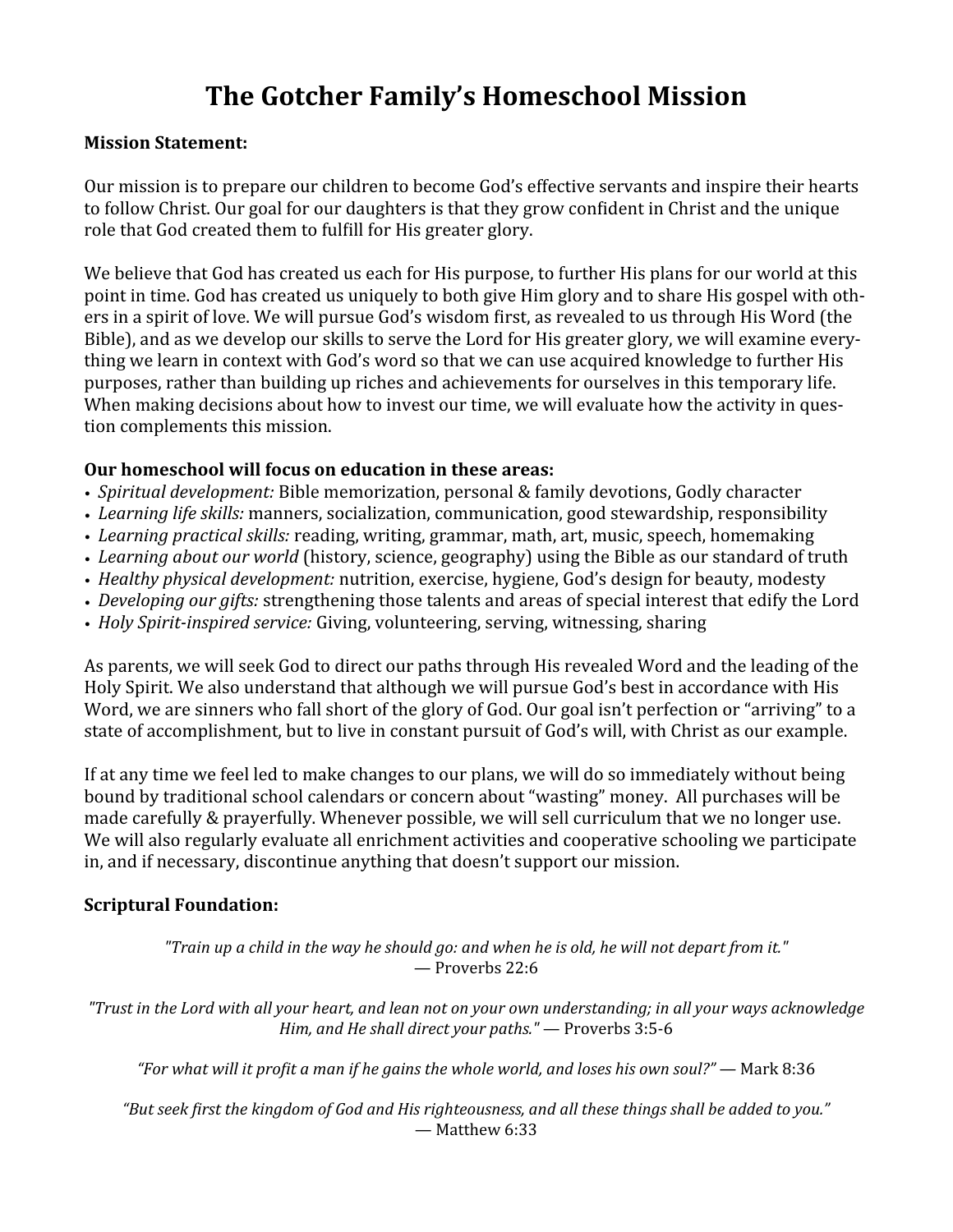# The Gotcher Family's Homeschool Mission

**Mission Statement:**

Our mission is to prepare our children to become God's effective servants and inspire their hearts to follow Christ. Our goal for our daughters is that they grow confident in Christ and the unique role that God created them to fulfill for His greater glory.

We believe that God has created us each for His purpose, to further His plans for our world at this point in time. God has created us uniquely to both give Him glory and to share His gospel with others in a spirit of love. We will pursue God's wisdom first, as revealed to us through His Word (the Bible), and as we develop our skills to serve the Lord for His greater glory, we will examine everything we learn in context with God's word so that we can use acquired knowledge to further His purposes, rather than building up riches and achievements for ourselves in this temporary life. When making decisions about how to invest our time, we will evaluate how the activity in question complements this mission.

**Our homeschool will focus on education in these areas:**

- *Spiritual development:* Bible memorization, personal & family devotions, Godly character
- *Learning life skills:* manners, socialization, communication, good stewardship, responsibility
- *Learning practical skills:* reading, writing, grammar, math, art, music, speech, homemaking
- *Learning about our world* (history, science, geography) using the Bible as our standard of truth
- *Healthy physical development:* nutrition, exercise, hygiene, God's design for beauty, modesty
- *Developing our gifts:* strengthening those talents and areas of special interest that edify the Lord
- *Holy Spirit-inspired service:* Giving, volunteering, serving, witnessing, sharing

As parents, we will seek God to direct our paths through His revealed Word and the leading of the Holy Spirit. We also understand that although we will pursue God's best in accordance with His Word, we are sinners who fall short of the glory of God. Our goal isn't perfection or "arriving" to a state of accomplishment, but to live in constant pursuit of God's will, with Christ as our example.

If at any time we feel led to make changes to our plans, we will do so immediately without being bound by traditional school calendars or concern about "wasting" money. All purchases will be made carefully & prayerfully. Whenever possible, we will sell curriculum that we no longer use. We will also regularly evaluate all enrichment activities and cooperative schooling we participate in, and if necessary, discontinue anything that doesn't support our mission.

**Scriptural Foundation:**

*"Train up a child in the way he should go: and when he is old, he will not depart from it."* — Proverbs 22:6

*"Trust in the Lord with all your heart, and lean not on your own understanding; in all your ways acknowledge Him, and He shall direct your paths."* — Proverbs 3:5-6

*"For what will it profit a man if he gains the whole world, and loses his own soul?"* — Mark 8:36

*"But seek first the kingdom of God and His righteousness, and all these things shall be added to you."* — Matthew 6:33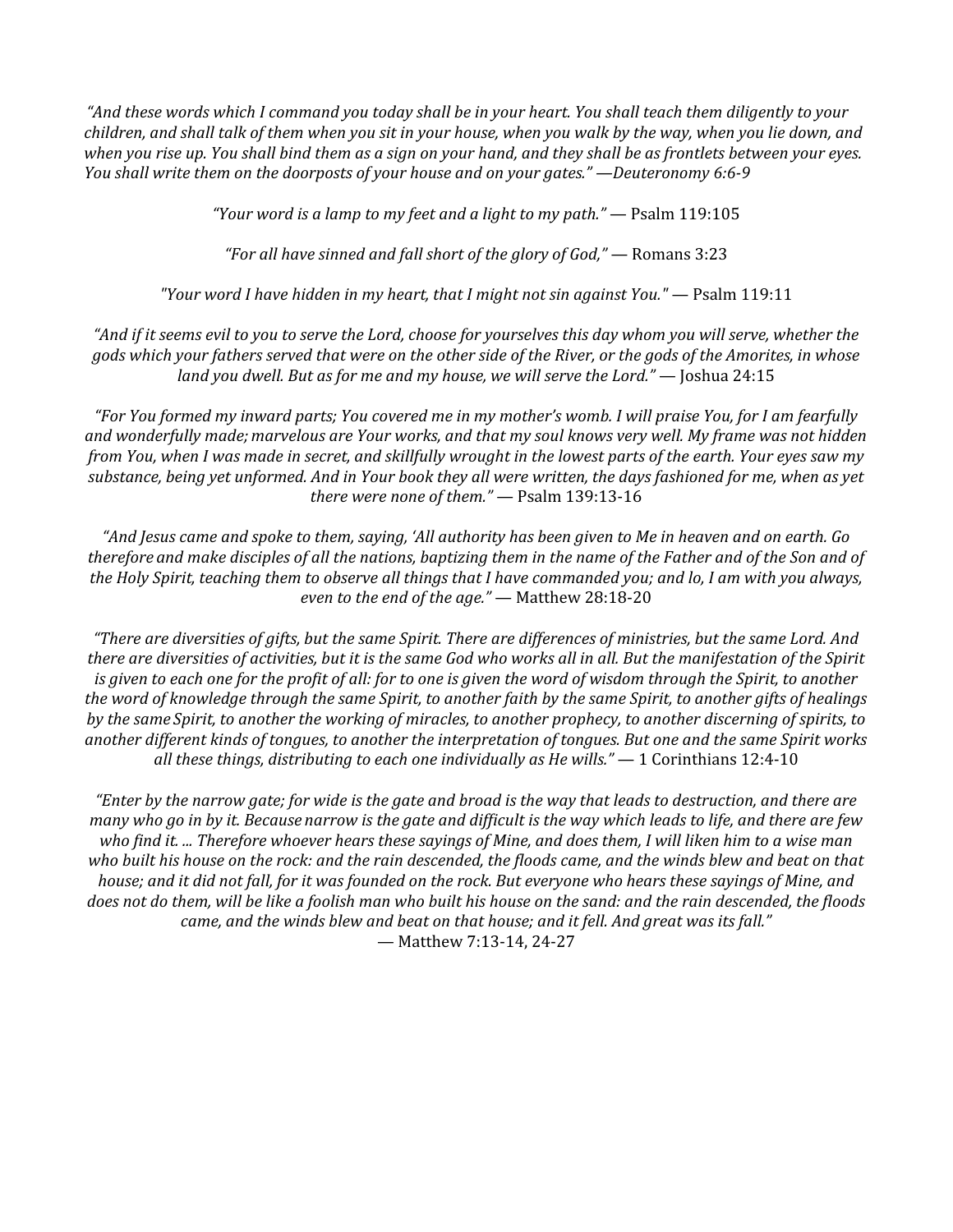*“And these words which I command you today shall be in your heart. You shall teach them diligently to your children, and shall talk of them when you sit in your house, when you walk by the way, when you lie down, and when you rise up. You shall bind them as a sign on your hand, and they shall be as frontlets between your eyes. You shall write them on the doorposts of your house and on your gates.” —Deuteronomy 6:6-9*

*“Your word is a lamp to my feet and a light to my path.”* — Psalm 119:105

*“For all have sinned and fall short of the glory of God,”* — Romans 3:23

*"Your word I have hidden in my heart, that I might not sin against You."* — Psalm 119:11

*“And if it seems evil to you to serve the Lord, choose for yourselves this day whom you will serve, whether the gods which your fathers served that were on the other side of the River, or the gods of the Amorites, in whose land you dwell. But as for me and my house, we will serve the Lord.”* — Joshua 24:15

*“For You formed my inward parts; You covered me in my mother’s womb. I will praise You, for I am fearfully and wonderfully made; marvelous are Your works, and that my soul knows very well. My frame was not hidden from You, when I was made in secret, and skillfully wrought in the lowest parts of the earth. Your eyes saw my substance, being yet unformed. And in Your book they all were written, the days fashioned for me, when as yet there were none of them.”* — Psalm 139:13-16

*“And Jesus came and spoke to them, saying, ‘All authority has been given to Me in heaven and on earth. Go therefore and make disciples of all the nations, baptizing them in the name of the Father and of the Son and of the Holy Spirit, teaching them to observe all things that I have commanded you; and lo, I am with you always, even to the end of the age.”* — Matthew 28:18-20

*“There are diversities of gifts, but the same Spirit. There are differences of ministries, but the same Lord. And there are diversities of activities, but it is the same God who works all in all. But the manifestation of the Spirit is given to each one for the profit of all: for to one is given the word of wisdom through the Spirit, to another the word of knowledge through the same Spirit, to another faith by the same Spirit, to another gifts of healings by the same Spirit, to another the working of miracles, to another prophecy, to another discerning of spirits, to another different kinds of tongues, to another the interpretation of tongues. But one and the same Spirit works all these things, distributing to each one individually as He wills.”* — 1 Corinthians 12:4-10

*“Enter by the narrow gate; for wide is the gate and broad is the way that leads to destruction, and there are many who go in by it. Because narrow is the gate and difficult is the way which leads to life, and there are few who find it. ... Therefore whoever hears these sayings of Mine, and does them, I will liken him to a wise man who built his house on the rock: and the rain descended, the floods came, and the winds blew and beat on that house; and it did not fall, for it was founded on the rock. But everyone who hears these sayings of Mine, and does not do them, will be like a foolish man who built his house on the sand: and the rain descended, the floods came, and the winds blew and beat on that house; and it fell. And great was its fall.”*
— Matthew 7:13-14, 24-27